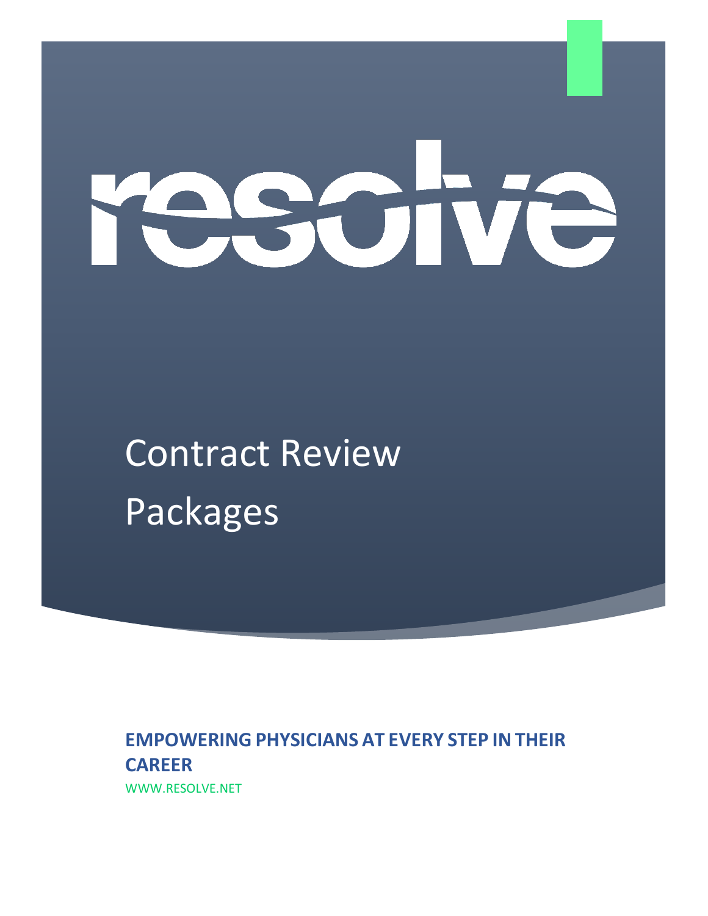# resolve

# Contract Review Packages

**EMPOWERING PHYSICIANS AT EVERY STEP IN THEIR CAREER**

WWW.RESOLVE.NET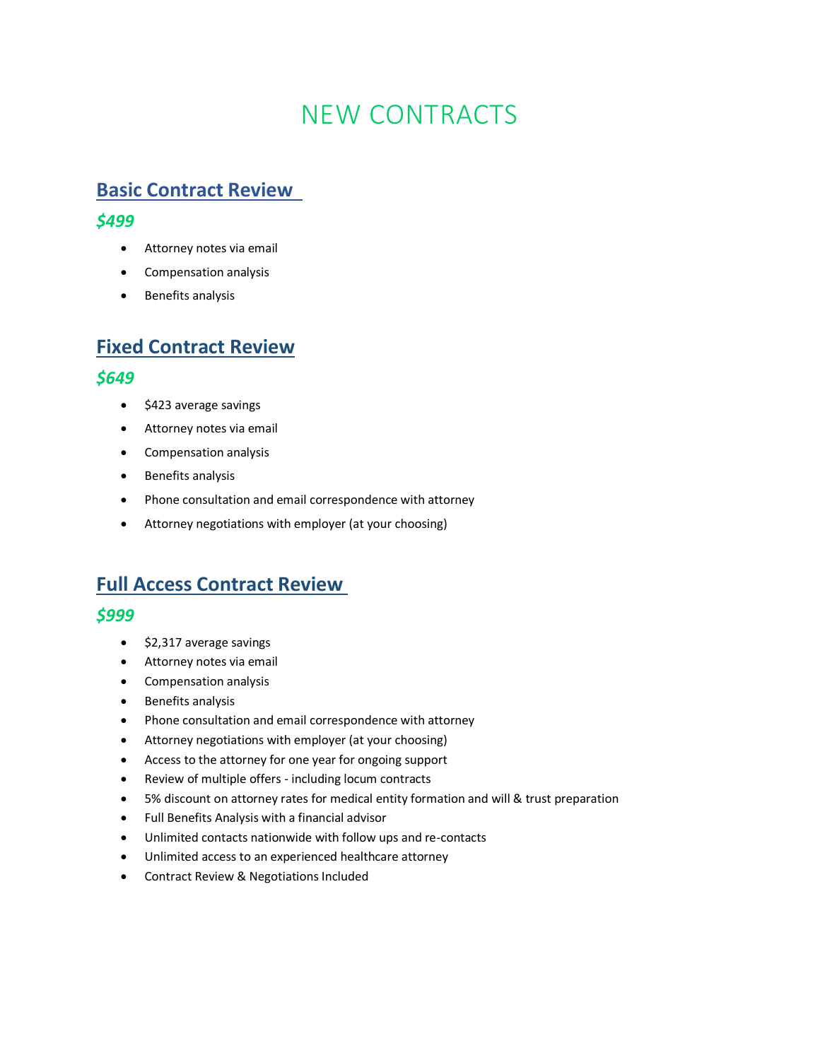# NEW CONTRACTS

## Basic Contract Review

***$499***

- Attorney notes via email
- Compensation analysis
- Benefits analysis

## Fixed Contract Review

***$649***

- $423 average savings
- Attorney notes via email
- Compensation analysis
- Benefits analysis
- Phone consultation and email correspondence with attorney
- Attorney negotiations with employer (at your choosing)

## Full Access Contract Review

***$999***

- $2,317 average savings
- Attorney notes via email
- Compensation analysis
- Benefits analysis
- Phone consultation and email correspondence with attorney
- Attorney negotiations with employer (at your choosing)
- Access to the attorney for one year for ongoing support
- Review of multiple offers - including locum contracts
- 5% discount on attorney rates for medical entity formation and will & trust preparation
- Full Benefits Analysis with a financial advisor
- Unlimited contacts nationwide with follow ups and re-contacts
- Unlimited access to an experienced healthcare attorney
- Contract Review & Negotiations Included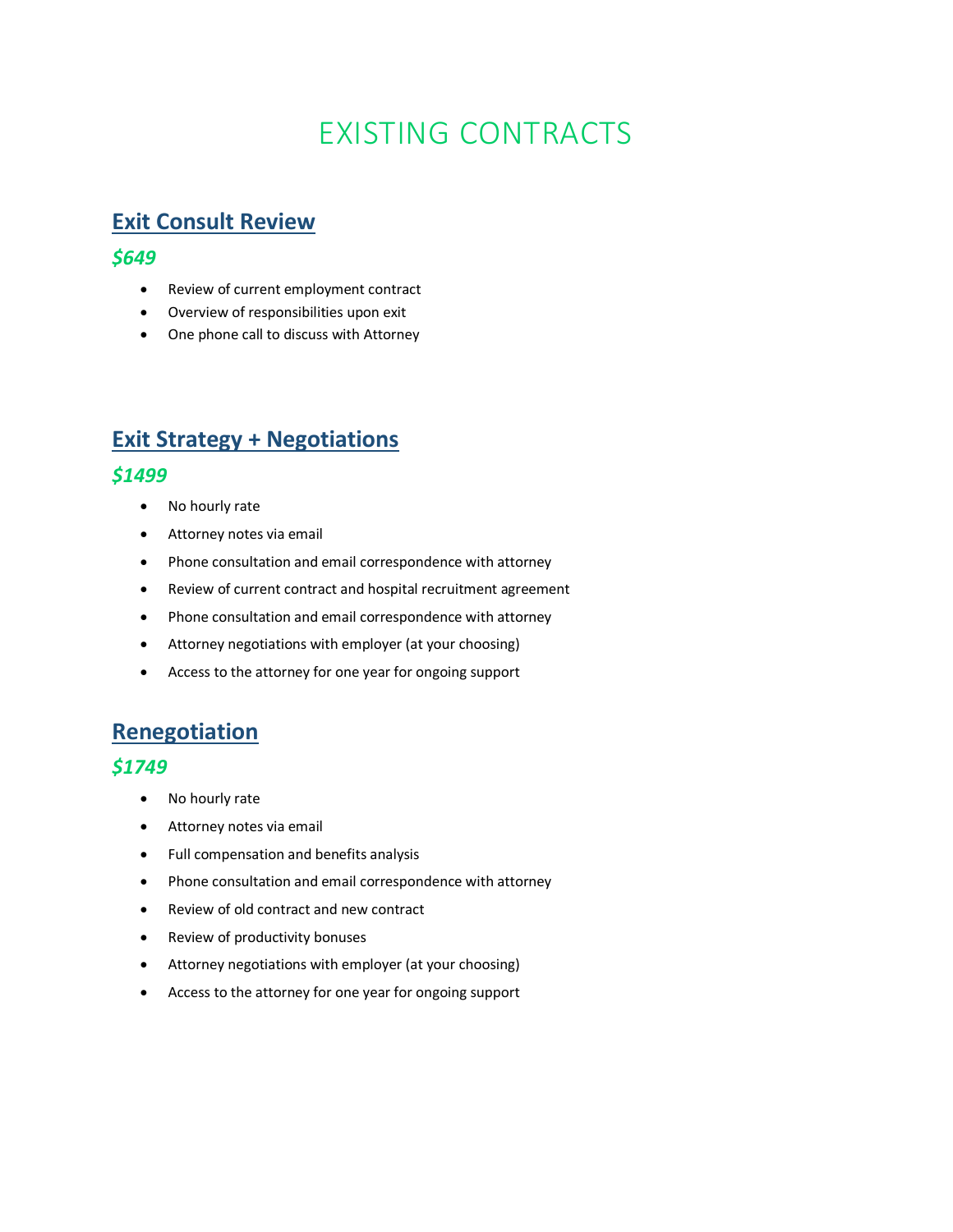# EXISTING CONTRACTS

## Exit Consult Review

***$649***

- Review of current employment contract
- Overview of responsibilities upon exit
- One phone call to discuss with Attorney

## Exit Strategy + Negotiations

***$1499***

- No hourly rate
- Attorney notes via email
- Phone consultation and email correspondence with attorney
- Review of current contract and hospital recruitment agreement
- Phone consultation and email correspondence with attorney
- Attorney negotiations with employer (at your choosing)
- Access to the attorney for one year for ongoing support

## Renegotiation

***$1749***

- No hourly rate
- Attorney notes via email
- Full compensation and benefits analysis
- Phone consultation and email correspondence with attorney
- Review of old contract and new contract
- Review of productivity bonuses
- Attorney negotiations with employer (at your choosing)
- Access to the attorney for one year for ongoing support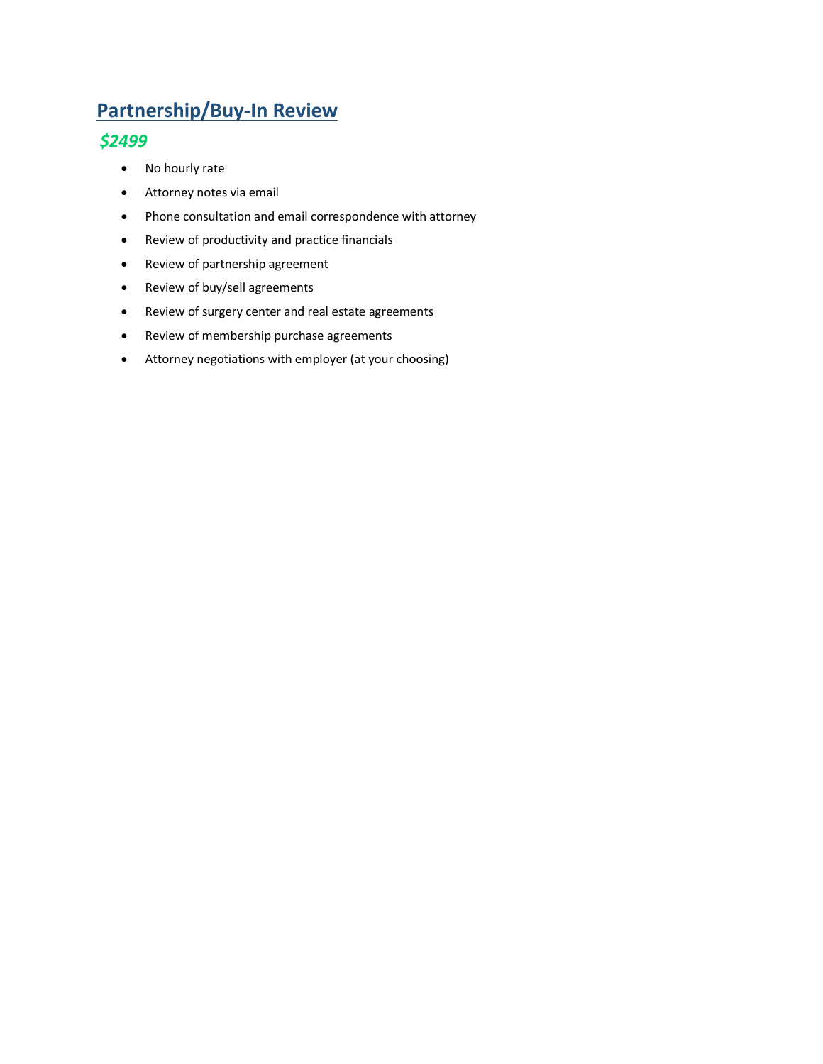## Partnership/Buy-In Review

***$2499***

- No hourly rate
- Attorney notes via email
- Phone consultation and email correspondence with attorney
- Review of productivity and practice financials
- Review of partnership agreement
- Review of buy/sell agreements
- Review of surgery center and real estate agreements
- Review of membership purchase agreements
- Attorney negotiations with employer (at your choosing)